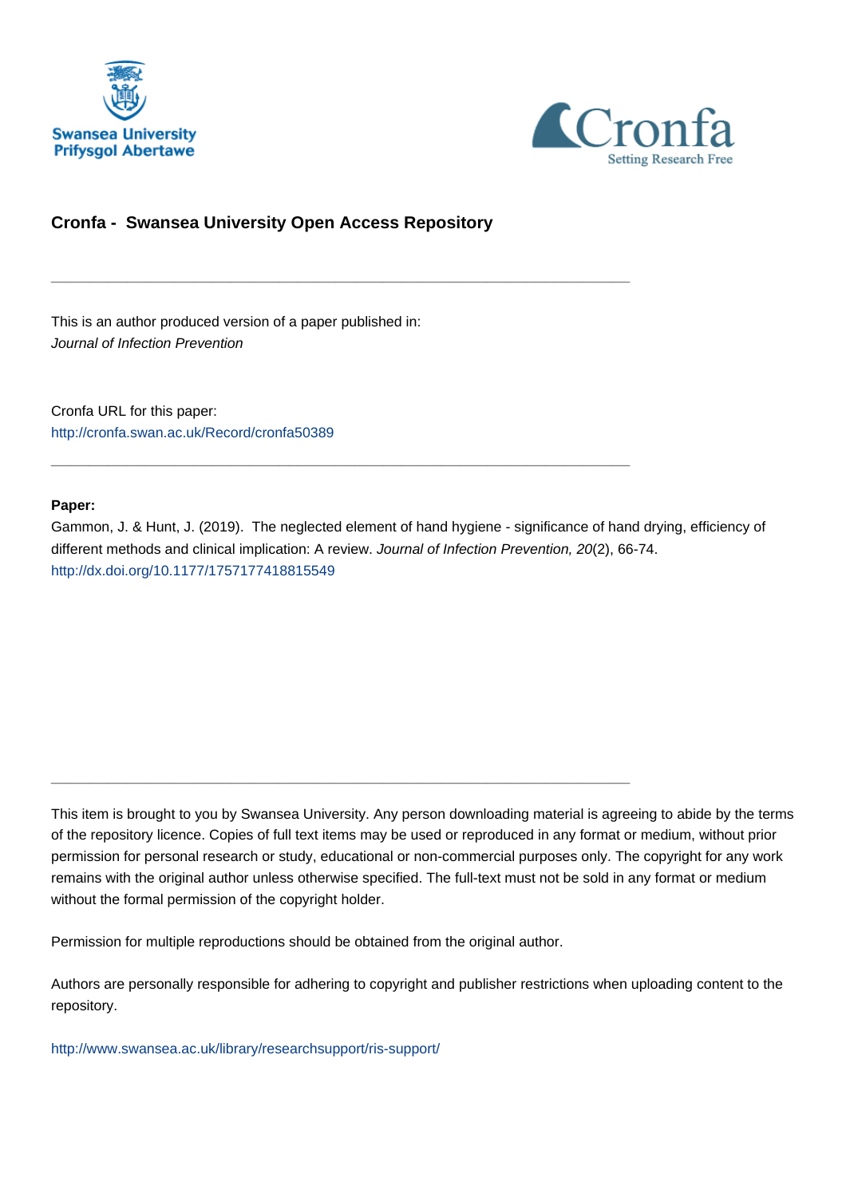Swansea University
Prifysgol Abertawe

Cronfa
Setting Research Free

# Cronfa - Swansea University Open Access Repository

---

This is an author produced version of a paper published in:
*Journal of Infection Prevention*

Cronfa URL for this paper:
http://cronfa.swan.ac.uk/Record/cronfa50389

---

**Paper:**
Gammon, J. & Hunt, J. (2019). The neglected element of hand hygiene - significance of hand drying, efficiency of different methods and clinical implication: A review. *Journal of Infection Prevention, 20*(2), 66-74.
http://dx.doi.org/10.1177/1757177418815549

---

This item is brought to you by Swansea University. Any person downloading material is agreeing to abide by the terms of the repository licence. Copies of full text items may be used or reproduced in any format or medium, without prior permission for personal research or study, educational or non-commercial purposes only. The copyright for any work remains with the original author unless otherwise specified. The full-text must not be sold in any format or medium without the formal permission of the copyright holder.

Permission for multiple reproductions should be obtained from the original author.

Authors are personally responsible for adhering to copyright and publisher restrictions when uploading content to the repository.

http://www.swansea.ac.uk/library/researchsupport/ris-support/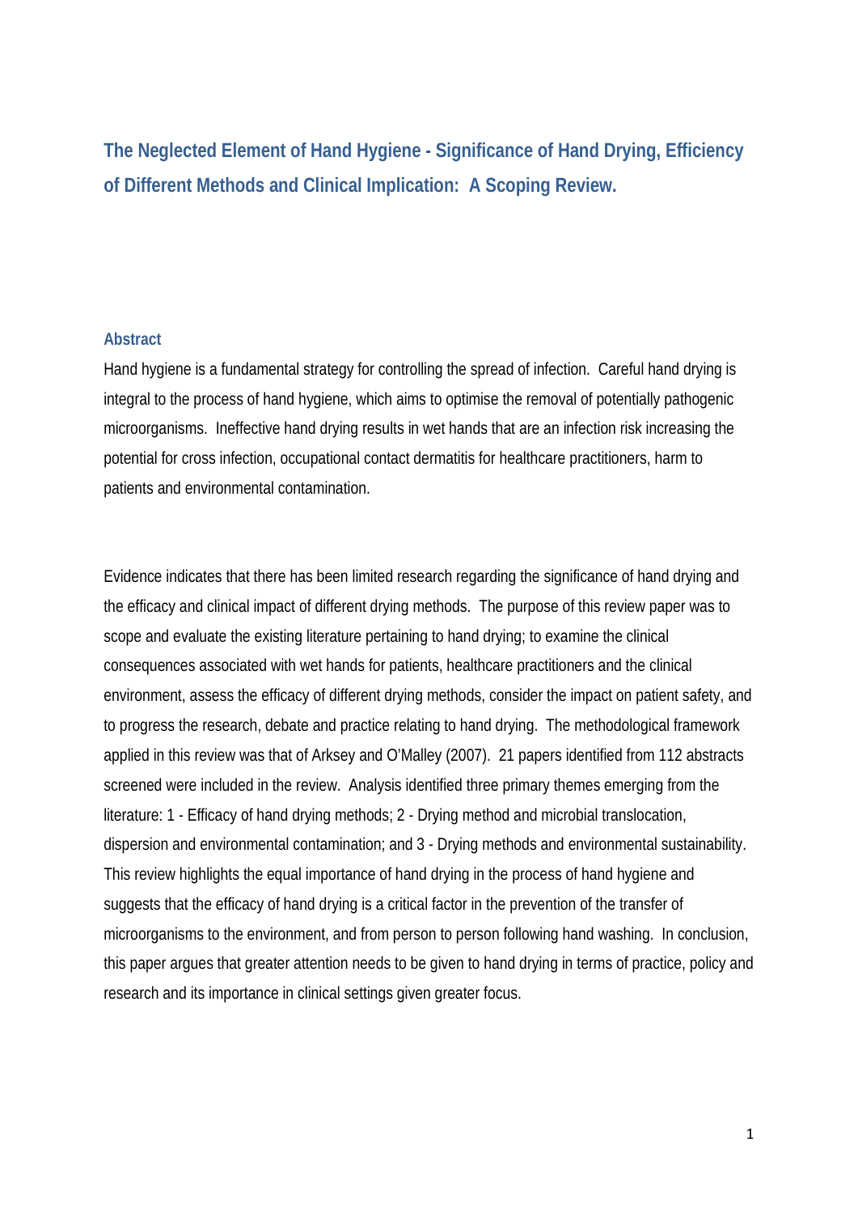# The Neglected Element of Hand Hygiene - Significance of Hand Drying, Efficiency of Different Methods and Clinical Implication: A Scoping Review.

## Abstract

Hand hygiene is a fundamental strategy for controlling the spread of infection. Careful hand drying is integral to the process of hand hygiene, which aims to optimise the removal of potentially pathogenic microorganisms. Ineffective hand drying results in wet hands that are an infection risk increasing the potential for cross infection, occupational contact dermatitis for healthcare practitioners, harm to patients and environmental contamination.

Evidence indicates that there has been limited research regarding the significance of hand drying and the efficacy and clinical impact of different drying methods. The purpose of this review paper was to scope and evaluate the existing literature pertaining to hand drying; to examine the clinical consequences associated with wet hands for patients, healthcare practitioners and the clinical environment, assess the efficacy of different drying methods, consider the impact on patient safety, and to progress the research, debate and practice relating to hand drying. The methodological framework applied in this review was that of Arksey and O'Malley (2007). 21 papers identified from 112 abstracts screened were included in the review. Analysis identified three primary themes emerging from the literature: 1 - Efficacy of hand drying methods; 2 - Drying method and microbial translocation, dispersion and environmental contamination; and 3 - Drying methods and environmental sustainability. This review highlights the equal importance of hand drying in the process of hand hygiene and suggests that the efficacy of hand drying is a critical factor in the prevention of the transfer of microorganisms to the environment, and from person to person following hand washing. In conclusion, this paper argues that greater attention needs to be given to hand drying in terms of practice, policy and research and its importance in clinical settings given greater focus.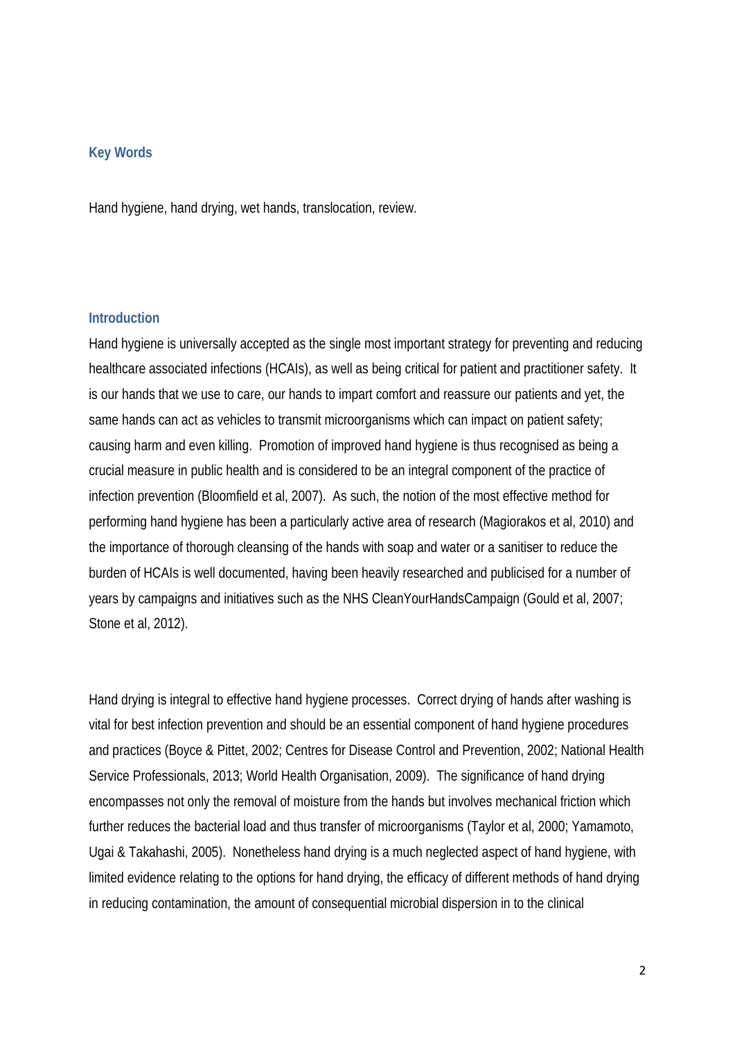## Key Words

Hand hygiene, hand drying, wet hands, translocation, review.

## Introduction

Hand hygiene is universally accepted as the single most important strategy for preventing and reducing healthcare associated infections (HCAIs), as well as being critical for patient and practitioner safety. It is our hands that we use to care, our hands to impart comfort and reassure our patients and yet, the same hands can act as vehicles to transmit microorganisms which can impact on patient safety; causing harm and even killing. Promotion of improved hand hygiene is thus recognised as being a crucial measure in public health and is considered to be an integral component of the practice of infection prevention (Bloomfield et al, 2007). As such, the notion of the most effective method for performing hand hygiene has been a particularly active area of research (Magiorakos et al, 2010) and the importance of thorough cleansing of the hands with soap and water or a sanitiser to reduce the burden of HCAIs is well documented, having been heavily researched and publicised for a number of years by campaigns and initiatives such as the NHS CleanYourHandsCampaign (Gould et al, 2007; Stone et al, 2012).

Hand drying is integral to effective hand hygiene processes. Correct drying of hands after washing is vital for best infection prevention and should be an essential component of hand hygiene procedures and practices (Boyce & Pittet, 2002; Centres for Disease Control and Prevention, 2002; National Health Service Professionals, 2013; World Health Organisation, 2009). The significance of hand drying encompasses not only the removal of moisture from the hands but involves mechanical friction which further reduces the bacterial load and thus transfer of microorganisms (Taylor et al, 2000; Yamamoto, Ugai & Takahashi, 2005). Nonetheless hand drying is a much neglected aspect of hand hygiene, with limited evidence relating to the options for hand drying, the efficacy of different methods of hand drying in reducing contamination, the amount of consequential microbial dispersion in to the clinical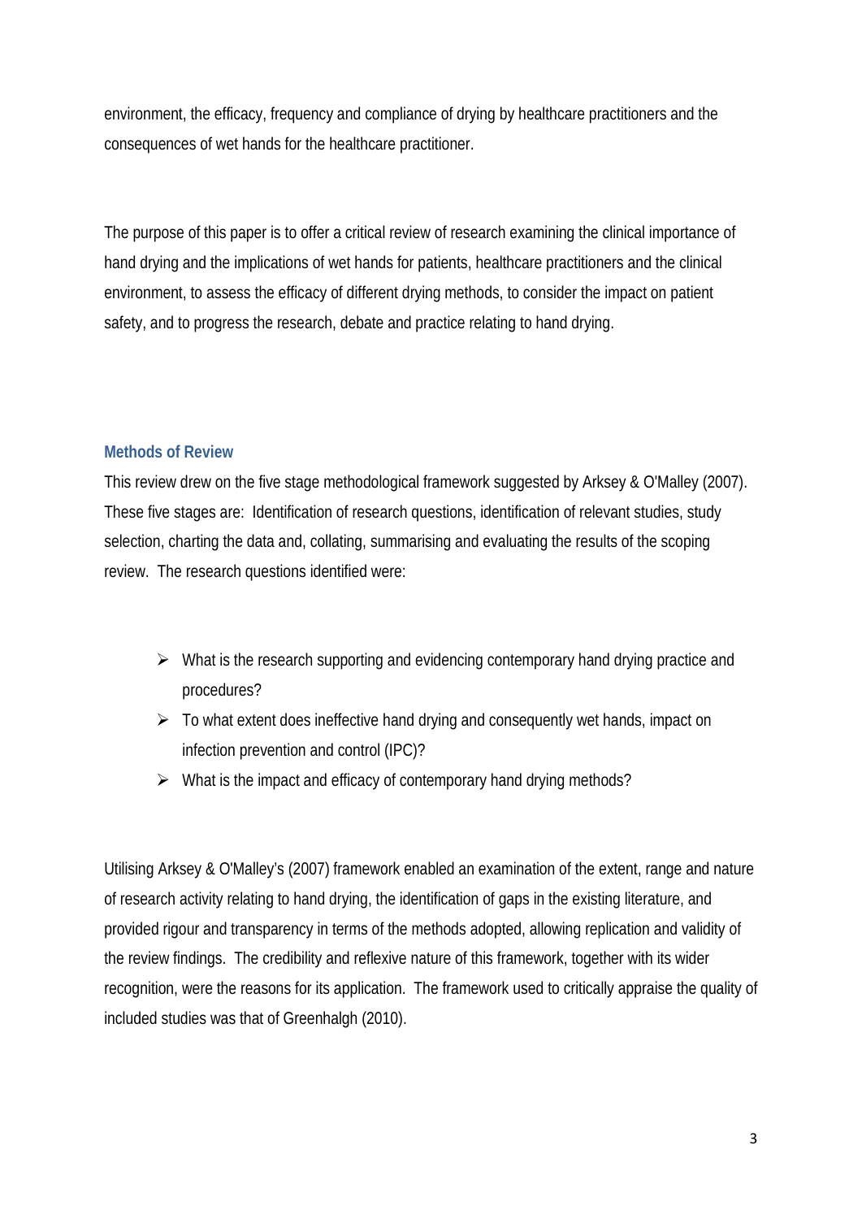environment, the efficacy, frequency and compliance of drying by healthcare practitioners and the consequences of wet hands for the healthcare practitioner.

The purpose of this paper is to offer a critical review of research examining the clinical importance of hand drying and the implications of wet hands for patients, healthcare practitioners and the clinical environment, to assess the efficacy of different drying methods, to consider the impact on patient safety, and to progress the research, debate and practice relating to hand drying.

## Methods of Review

This review drew on the five stage methodological framework suggested by Arksey & O'Malley (2007). These five stages are: Identification of research questions, identification of relevant studies, study selection, charting the data and, collating, summarising and evaluating the results of the scoping review. The research questions identified were:

- What is the research supporting and evidencing contemporary hand drying practice and procedures?
- To what extent does ineffective hand drying and consequently wet hands, impact on infection prevention and control (IPC)?
- What is the impact and efficacy of contemporary hand drying methods?

Utilising Arksey & O'Malley's (2007) framework enabled an examination of the extent, range and nature of research activity relating to hand drying, the identification of gaps in the existing literature, and provided rigour and transparency in terms of the methods adopted, allowing replication and validity of the review findings. The credibility and reflexive nature of this framework, together with its wider recognition, were the reasons for its application. The framework used to critically appraise the quality of included studies was that of Greenhalgh (2010).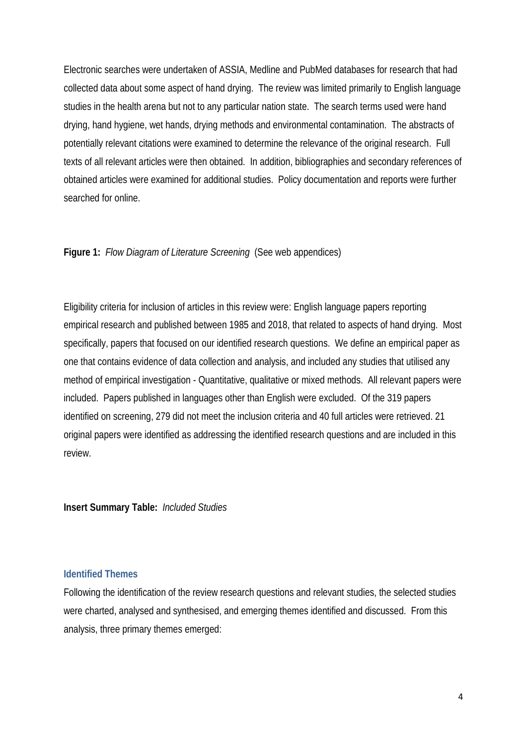Electronic searches were undertaken of ASSIA, Medline and PubMed databases for research that had collected data about some aspect of hand drying. The review was limited primarily to English language studies in the health arena but not to any particular nation state. The search terms used were hand drying, hand hygiene, wet hands, drying methods and environmental contamination. The abstracts of potentially relevant citations were examined to determine the relevance of the original research. Full texts of all relevant articles were then obtained. In addition, bibliographies and secondary references of obtained articles were examined for additional studies. Policy documentation and reports were further searched for online.

**Figure 1:** *Flow Diagram of Literature Screening* (See web appendices)

Eligibility criteria for inclusion of articles in this review were: English language papers reporting empirical research and published between 1985 and 2018, that related to aspects of hand drying. Most specifically, papers that focused on our identified research questions. We define an empirical paper as one that contains evidence of data collection and analysis, and included any studies that utilised any method of empirical investigation - Quantitative, qualitative or mixed methods. All relevant papers were included. Papers published in languages other than English were excluded. Of the 319 papers identified on screening, 279 did not meet the inclusion criteria and 40 full articles were retrieved. 21 original papers were identified as addressing the identified research questions and are included in this review.

**Insert Summary Table:** *Included Studies*

## Identified Themes

Following the identification of the review research questions and relevant studies, the selected studies were charted, analysed and synthesised, and emerging themes identified and discussed. From this analysis, three primary themes emerged: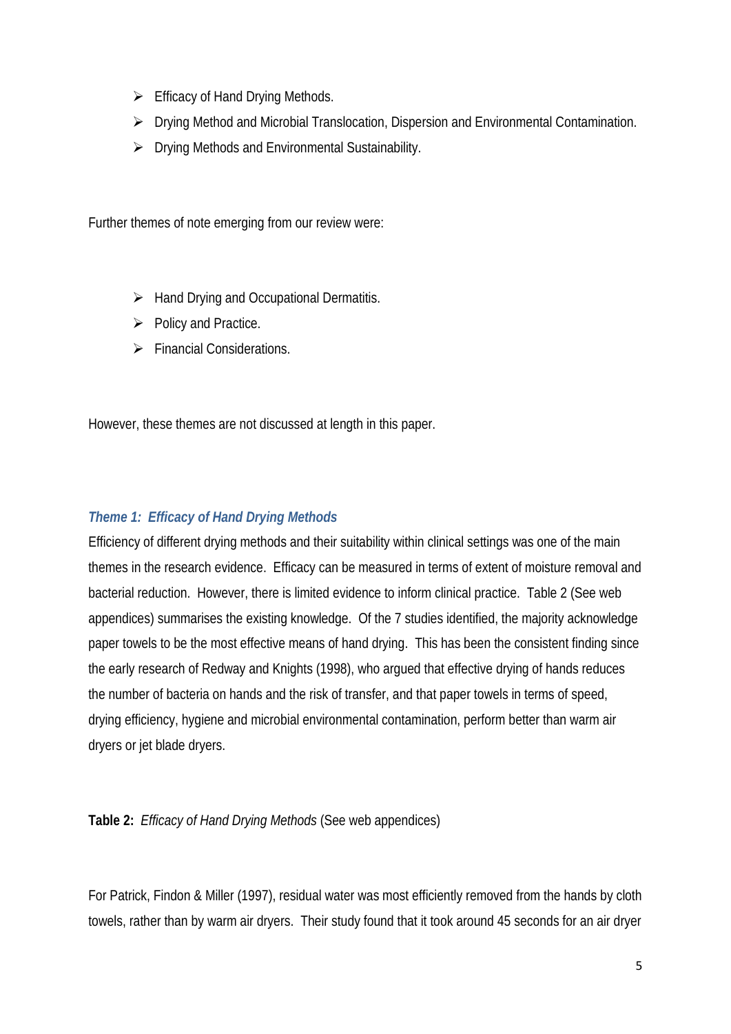- Efficacy of Hand Drying Methods.
- Drying Method and Microbial Translocation, Dispersion and Environmental Contamination.
- Drying Methods and Environmental Sustainability.

Further themes of note emerging from our review were:

- Hand Drying and Occupational Dermatitis.
- Policy and Practice.
- Financial Considerations.

However, these themes are not discussed at length in this paper.

### *Theme 1: Efficacy of Hand Drying Methods*

Efficiency of different drying methods and their suitability within clinical settings was one of the main themes in the research evidence. Efficacy can be measured in terms of extent of moisture removal and bacterial reduction. However, there is limited evidence to inform clinical practice. Table 2 (See web appendices) summarises the existing knowledge. Of the 7 studies identified, the majority acknowledge paper towels to be the most effective means of hand drying. This has been the consistent finding since the early research of Redway and Knights (1998), who argued that effective drying of hands reduces the number of bacteria on hands and the risk of transfer, and that paper towels in terms of speed, drying efficiency, hygiene and microbial environmental contamination, perform better than warm air dryers or jet blade dryers.

**Table 2:** *Efficacy of Hand Drying Methods* (See web appendices)

For Patrick, Findon & Miller (1997), residual water was most efficiently removed from the hands by cloth towels, rather than by warm air dryers. Their study found that it took around 45 seconds for an air dryer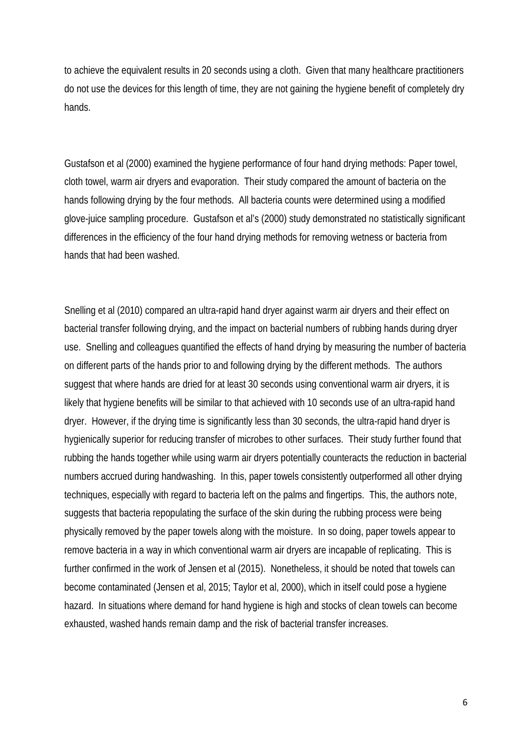to achieve the equivalent results in 20 seconds using a cloth. Given that many healthcare practitioners do not use the devices for this length of time, they are not gaining the hygiene benefit of completely dry hands.

Gustafson et al (2000) examined the hygiene performance of four hand drying methods: Paper towel, cloth towel, warm air dryers and evaporation. Their study compared the amount of bacteria on the hands following drying by the four methods. All bacteria counts were determined using a modified glove-juice sampling procedure. Gustafson et al's (2000) study demonstrated no statistically significant differences in the efficiency of the four hand drying methods for removing wetness or bacteria from hands that had been washed.

Snelling et al (2010) compared an ultra-rapid hand dryer against warm air dryers and their effect on bacterial transfer following drying, and the impact on bacterial numbers of rubbing hands during dryer use. Snelling and colleagues quantified the effects of hand drying by measuring the number of bacteria on different parts of the hands prior to and following drying by the different methods. The authors suggest that where hands are dried for at least 30 seconds using conventional warm air dryers, it is likely that hygiene benefits will be similar to that achieved with 10 seconds use of an ultra-rapid hand dryer. However, if the drying time is significantly less than 30 seconds, the ultra-rapid hand dryer is hygienically superior for reducing transfer of microbes to other surfaces. Their study further found that rubbing the hands together while using warm air dryers potentially counteracts the reduction in bacterial numbers accrued during handwashing. In this, paper towels consistently outperformed all other drying techniques, especially with regard to bacteria left on the palms and fingertips. This, the authors note, suggests that bacteria repopulating the surface of the skin during the rubbing process were being physically removed by the paper towels along with the moisture. In so doing, paper towels appear to remove bacteria in a way in which conventional warm air dryers are incapable of replicating. This is further confirmed in the work of Jensen et al (2015). Nonetheless, it should be noted that towels can become contaminated (Jensen et al, 2015; Taylor et al, 2000), which in itself could pose a hygiene hazard. In situations where demand for hand hygiene is high and stocks of clean towels can become exhausted, washed hands remain damp and the risk of bacterial transfer increases.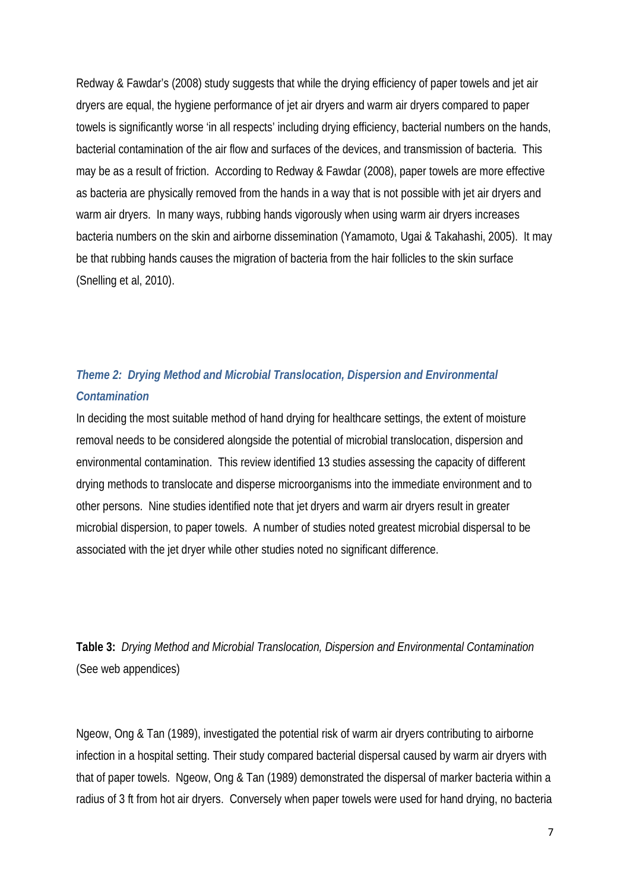Redway & Fawdar's (2008) study suggests that while the drying efficiency of paper towels and jet air dryers are equal, the hygiene performance of jet air dryers and warm air dryers compared to paper towels is significantly worse 'in all respects' including drying efficiency, bacterial numbers on the hands, bacterial contamination of the air flow and surfaces of the devices, and transmission of bacteria. This may be as a result of friction. According to Redway & Fawdar (2008), paper towels are more effective as bacteria are physically removed from the hands in a way that is not possible with jet air dryers and warm air dryers. In many ways, rubbing hands vigorously when using warm air dryers increases bacteria numbers on the skin and airborne dissemination (Yamamoto, Ugai & Takahashi, 2005). It may be that rubbing hands causes the migration of bacteria from the hair follicles to the skin surface (Snelling et al, 2010).

### *Theme 2: Drying Method and Microbial Translocation, Dispersion and Environmental Contamination*

In deciding the most suitable method of hand drying for healthcare settings, the extent of moisture removal needs to be considered alongside the potential of microbial translocation, dispersion and environmental contamination. This review identified 13 studies assessing the capacity of different drying methods to translocate and disperse microorganisms into the immediate environment and to other persons. Nine studies identified note that jet dryers and warm air dryers result in greater microbial dispersion, to paper towels. A number of studies noted greatest microbial dispersal to be associated with the jet dryer while other studies noted no significant difference.

**Table 3:** *Drying Method and Microbial Translocation, Dispersion and Environmental Contamination* (See web appendices)

Ngeow, Ong & Tan (1989), investigated the potential risk of warm air dryers contributing to airborne infection in a hospital setting. Their study compared bacterial dispersal caused by warm air dryers with that of paper towels. Ngeow, Ong & Tan (1989) demonstrated the dispersal of marker bacteria within a radius of 3 ft from hot air dryers. Conversely when paper towels were used for hand drying, no bacteria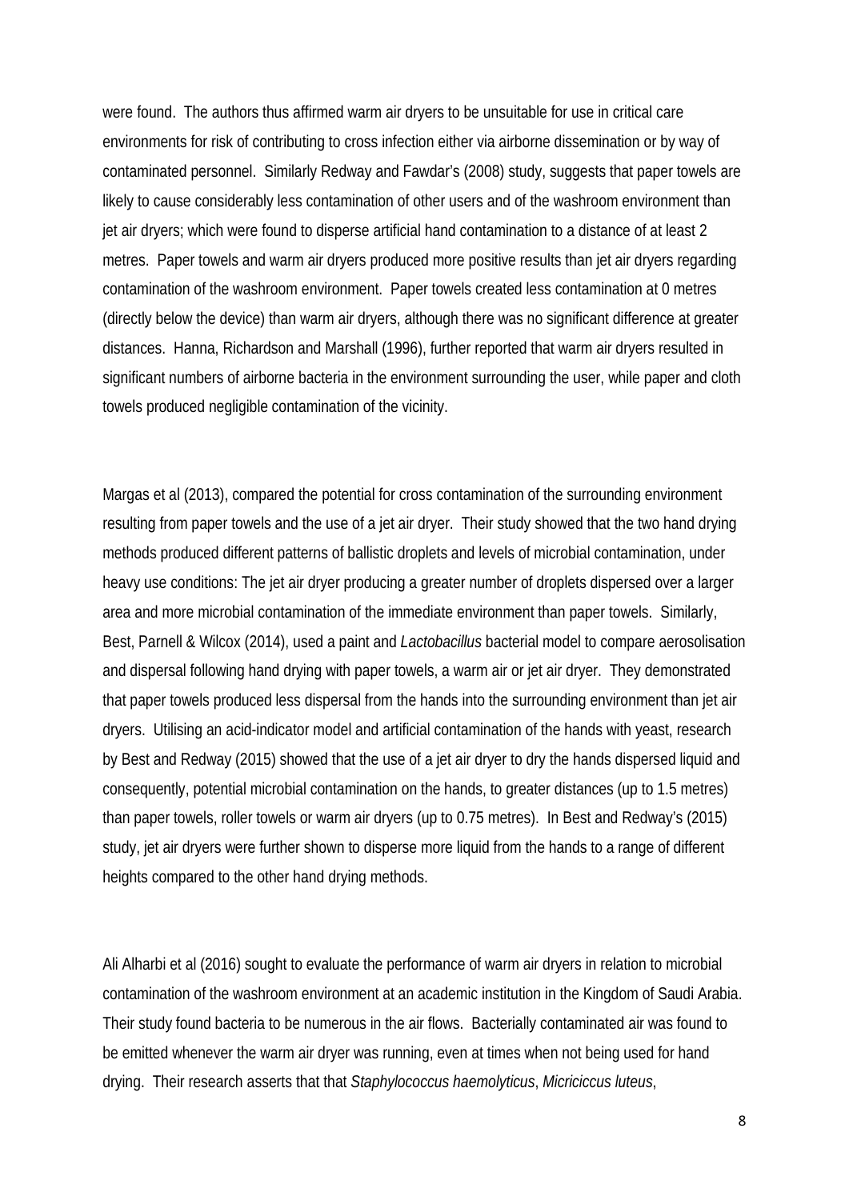were found. The authors thus affirmed warm air dryers to be unsuitable for use in critical care environments for risk of contributing to cross infection either via airborne dissemination or by way of contaminated personnel. Similarly Redway and Fawdar's (2008) study, suggests that paper towels are likely to cause considerably less contamination of other users and of the washroom environment than jet air dryers; which were found to disperse artificial hand contamination to a distance of at least 2 metres. Paper towels and warm air dryers produced more positive results than jet air dryers regarding contamination of the washroom environment. Paper towels created less contamination at 0 metres (directly below the device) than warm air dryers, although there was no significant difference at greater distances. Hanna, Richardson and Marshall (1996), further reported that warm air dryers resulted in significant numbers of airborne bacteria in the environment surrounding the user, while paper and cloth towels produced negligible contamination of the vicinity.

Margas et al (2013), compared the potential for cross contamination of the surrounding environment resulting from paper towels and the use of a jet air dryer. Their study showed that the two hand drying methods produced different patterns of ballistic droplets and levels of microbial contamination, under heavy use conditions: The jet air dryer producing a greater number of droplets dispersed over a larger area and more microbial contamination of the immediate environment than paper towels. Similarly, Best, Parnell & Wilcox (2014), used a paint and *Lactobacillus* bacterial model to compare aerosolisation and dispersal following hand drying with paper towels, a warm air or jet air dryer. They demonstrated that paper towels produced less dispersal from the hands into the surrounding environment than jet air dryers. Utilising an acid-indicator model and artificial contamination of the hands with yeast, research by Best and Redway (2015) showed that the use of a jet air dryer to dry the hands dispersed liquid and consequently, potential microbial contamination on the hands, to greater distances (up to 1.5 metres) than paper towels, roller towels or warm air dryers (up to 0.75 metres). In Best and Redway's (2015) study, jet air dryers were further shown to disperse more liquid from the hands to a range of different heights compared to the other hand drying methods.

Ali Alharbi et al (2016) sought to evaluate the performance of warm air dryers in relation to microbial contamination of the washroom environment at an academic institution in the Kingdom of Saudi Arabia. Their study found bacteria to be numerous in the air flows. Bacterially contaminated air was found to be emitted whenever the warm air dryer was running, even at times when not being used for hand drying. Their research asserts that that *Staphylococcus haemolyticus*, *Micriciccus luteus*,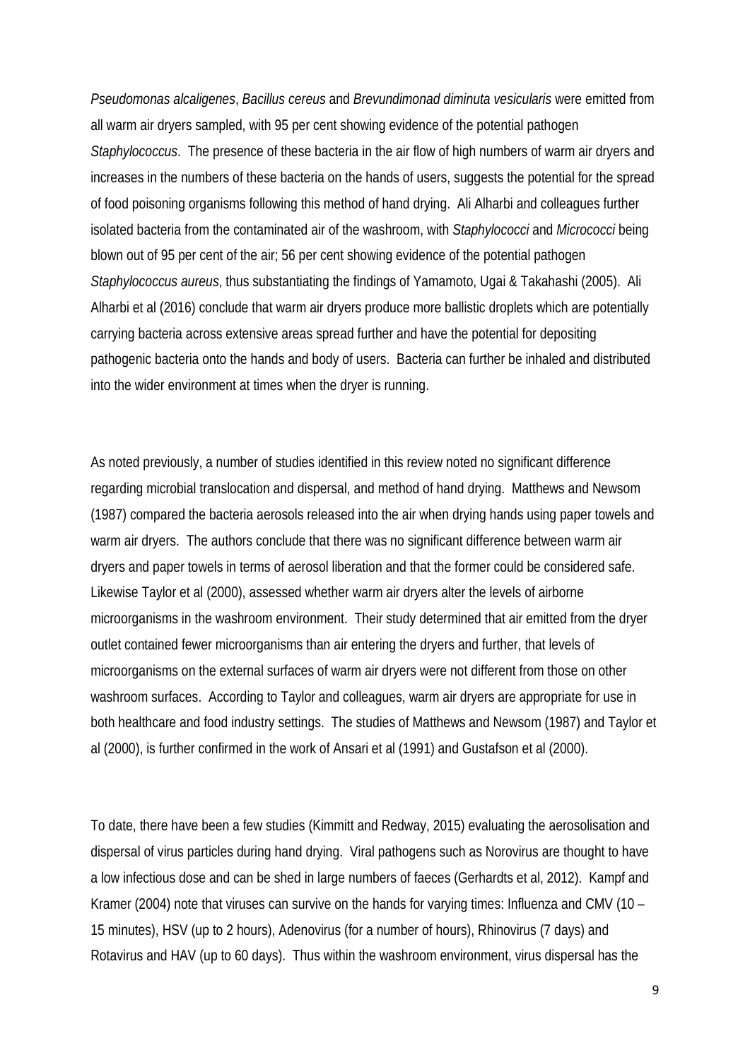*Pseudomonas alcaligenes*, *Bacillus cereus* and *Brevundimonad diminuta vesicularis* were emitted from all warm air dryers sampled, with 95 per cent showing evidence of the potential pathogen *Staphylococcus*. The presence of these bacteria in the air flow of high numbers of warm air dryers and increases in the numbers of these bacteria on the hands of users, suggests the potential for the spread of food poisoning organisms following this method of hand drying. Ali Alharbi and colleagues further isolated bacteria from the contaminated air of the washroom, with *Staphylococci* and *Micrococci* being blown out of 95 per cent of the air; 56 per cent showing evidence of the potential pathogen *Staphylococcus aureus*, thus substantiating the findings of Yamamoto, Ugai & Takahashi (2005). Ali Alharbi et al (2016) conclude that warm air dryers produce more ballistic droplets which are potentially carrying bacteria across extensive areas spread further and have the potential for depositing pathogenic bacteria onto the hands and body of users. Bacteria can further be inhaled and distributed into the wider environment at times when the dryer is running.

As noted previously, a number of studies identified in this review noted no significant difference regarding microbial translocation and dispersal, and method of hand drying. Matthews and Newsom (1987) compared the bacteria aerosols released into the air when drying hands using paper towels and warm air dryers. The authors conclude that there was no significant difference between warm air dryers and paper towels in terms of aerosol liberation and that the former could be considered safe. Likewise Taylor et al (2000), assessed whether warm air dryers alter the levels of airborne microorganisms in the washroom environment. Their study determined that air emitted from the dryer outlet contained fewer microorganisms than air entering the dryers and further, that levels of microorganisms on the external surfaces of warm air dryers were not different from those on other washroom surfaces. According to Taylor and colleagues, warm air dryers are appropriate for use in both healthcare and food industry settings. The studies of Matthews and Newsom (1987) and Taylor et al (2000), is further confirmed in the work of Ansari et al (1991) and Gustafson et al (2000).

To date, there have been a few studies (Kimmitt and Redway, 2015) evaluating the aerosolisation and dispersal of virus particles during hand drying. Viral pathogens such as Norovirus are thought to have a low infectious dose and can be shed in large numbers of faeces (Gerhardts et al, 2012). Kampf and Kramer (2004) note that viruses can survive on the hands for varying times: Influenza and CMV (10 – 15 minutes), HSV (up to 2 hours), Adenovirus (for a number of hours), Rhinovirus (7 days) and Rotavirus and HAV (up to 60 days). Thus within the washroom environment, virus dispersal has the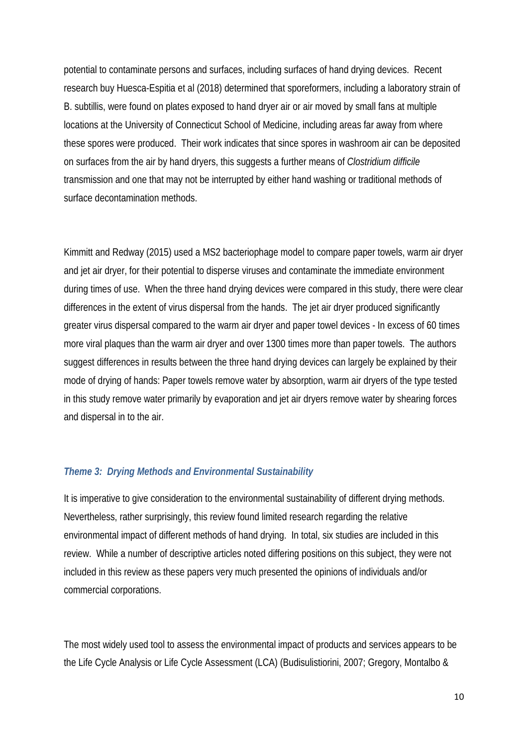potential to contaminate persons and surfaces, including surfaces of hand drying devices. Recent research buy Huesca-Espitia et al (2018) determined that sporeformers, including a laboratory strain of B. subtillis, were found on plates exposed to hand dryer air or air moved by small fans at multiple locations at the University of Connecticut School of Medicine, including areas far away from where these spores were produced. Their work indicates that since spores in washroom air can be deposited on surfaces from the air by hand dryers, this suggests a further means of *Clostridium difficile* transmission and one that may not be interrupted by either hand washing or traditional methods of surface decontamination methods.

Kimmitt and Redway (2015) used a MS2 bacteriophage model to compare paper towels, warm air dryer and jet air dryer, for their potential to disperse viruses and contaminate the immediate environment during times of use. When the three hand drying devices were compared in this study, there were clear differences in the extent of virus dispersal from the hands. The jet air dryer produced significantly greater virus dispersal compared to the warm air dryer and paper towel devices - In excess of 60 times more viral plaques than the warm air dryer and over 1300 times more than paper towels. The authors suggest differences in results between the three hand drying devices can largely be explained by their mode of drying of hands: Paper towels remove water by absorption, warm air dryers of the type tested in this study remove water primarily by evaporation and jet air dryers remove water by shearing forces and dispersal in to the air.

### *Theme 3: Drying Methods and Environmental Sustainability*

It is imperative to give consideration to the environmental sustainability of different drying methods. Nevertheless, rather surprisingly, this review found limited research regarding the relative environmental impact of different methods of hand drying. In total, six studies are included in this review. While a number of descriptive articles noted differing positions on this subject, they were not included in this review as these papers very much presented the opinions of individuals and/or commercial corporations.

The most widely used tool to assess the environmental impact of products and services appears to be the Life Cycle Analysis or Life Cycle Assessment (LCA) (Budisulistiorini, 2007; Gregory, Montalbo &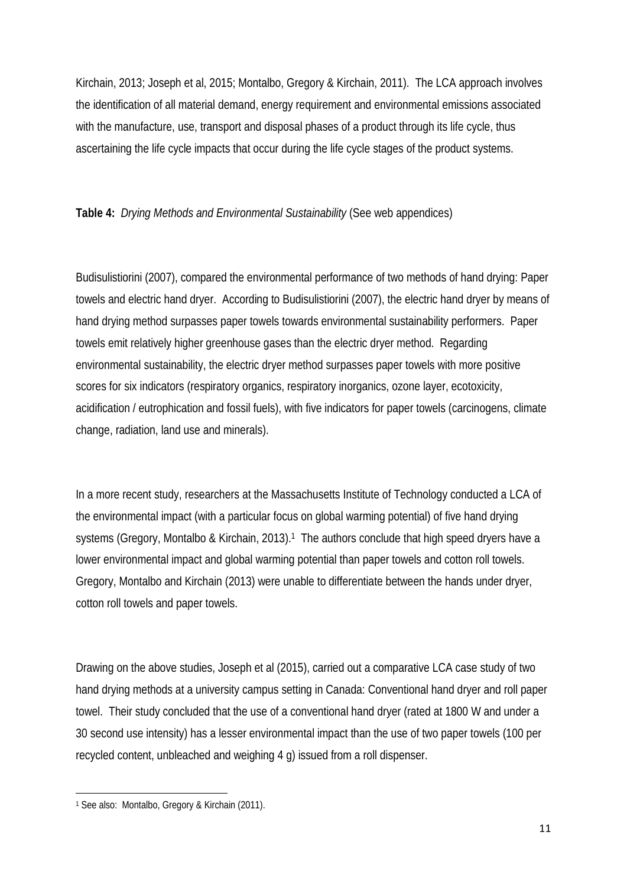Kirchain, 2013; Joseph et al, 2015; Montalbo, Gregory & Kirchain, 2011). The LCA approach involves the identification of all material demand, energy requirement and environmental emissions associated with the manufacture, use, transport and disposal phases of a product through its life cycle, thus ascertaining the life cycle impacts that occur during the life cycle stages of the product systems.

**Table 4:** *Drying Methods and Environmental Sustainability* (See web appendices)

Budisulistiorini (2007), compared the environmental performance of two methods of hand drying: Paper towels and electric hand dryer. According to Budisulistiorini (2007), the electric hand dryer by means of hand drying method surpasses paper towels towards environmental sustainability performers. Paper towels emit relatively higher greenhouse gases than the electric dryer method. Regarding environmental sustainability, the electric dryer method surpasses paper towels with more positive scores for six indicators (respiratory organics, respiratory inorganics, ozone layer, ecotoxicity, acidification / eutrophication and fossil fuels), with five indicators for paper towels (carcinogens, climate change, radiation, land use and minerals).

In a more recent study, researchers at the Massachusetts Institute of Technology conducted a LCA of the environmental impact (with a particular focus on global warming potential) of five hand drying systems (Gregory, Montalbo & Kirchain, 2013).[1] The authors conclude that high speed dryers have a lower environmental impact and global warming potential than paper towels and cotton roll towels. Gregory, Montalbo and Kirchain (2013) were unable to differentiate between the hands under dryer, cotton roll towels and paper towels.

Drawing on the above studies, Joseph et al (2015), carried out a comparative LCA case study of two hand drying methods at a university campus setting in Canada: Conventional hand dryer and roll paper towel. Their study concluded that the use of a conventional hand dryer (rated at 1800 W and under a 30 second use intensity) has a lesser environmental impact than the use of two paper towels (100 per recycled content, unbleached and weighing 4 g) issued from a roll dispenser.

[1] See also: Montalbo, Gregory & Kirchain (2011).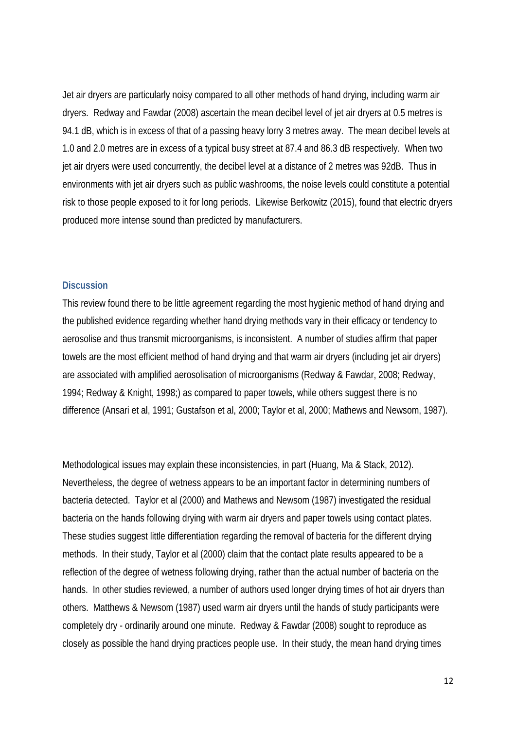Jet air dryers are particularly noisy compared to all other methods of hand drying, including warm air dryers. Redway and Fawdar (2008) ascertain the mean decibel level of jet air dryers at 0.5 metres is 94.1 dB, which is in excess of that of a passing heavy lorry 3 metres away. The mean decibel levels at 1.0 and 2.0 metres are in excess of a typical busy street at 87.4 and 86.3 dB respectively. When two jet air dryers were used concurrently, the decibel level at a distance of 2 metres was 92dB. Thus in environments with jet air dryers such as public washrooms, the noise levels could constitute a potential risk to those people exposed to it for long periods. Likewise Berkowitz (2015), found that electric dryers produced more intense sound than predicted by manufacturers.

## Discussion

This review found there to be little agreement regarding the most hygienic method of hand drying and the published evidence regarding whether hand drying methods vary in their efficacy or tendency to aerosolise and thus transmit microorganisms, is inconsistent. A number of studies affirm that paper towels are the most efficient method of hand drying and that warm air dryers (including jet air dryers) are associated with amplified aerosolisation of microorganisms (Redway & Fawdar, 2008; Redway, 1994; Redway & Knight, 1998;) as compared to paper towels, while others suggest there is no difference (Ansari et al, 1991; Gustafson et al, 2000; Taylor et al, 2000; Mathews and Newsom, 1987).

Methodological issues may explain these inconsistencies, in part (Huang, Ma & Stack, 2012). Nevertheless, the degree of wetness appears to be an important factor in determining numbers of bacteria detected. Taylor et al (2000) and Mathews and Newsom (1987) investigated the residual bacteria on the hands following drying with warm air dryers and paper towels using contact plates. These studies suggest little differentiation regarding the removal of bacteria for the different drying methods. In their study, Taylor et al (2000) claim that the contact plate results appeared to be a reflection of the degree of wetness following drying, rather than the actual number of bacteria on the hands. In other studies reviewed, a number of authors used longer drying times of hot air dryers than others. Matthews & Newsom (1987) used warm air dryers until the hands of study participants were completely dry - ordinarily around one minute. Redway & Fawdar (2008) sought to reproduce as closely as possible the hand drying practices people use. In their study, the mean hand drying times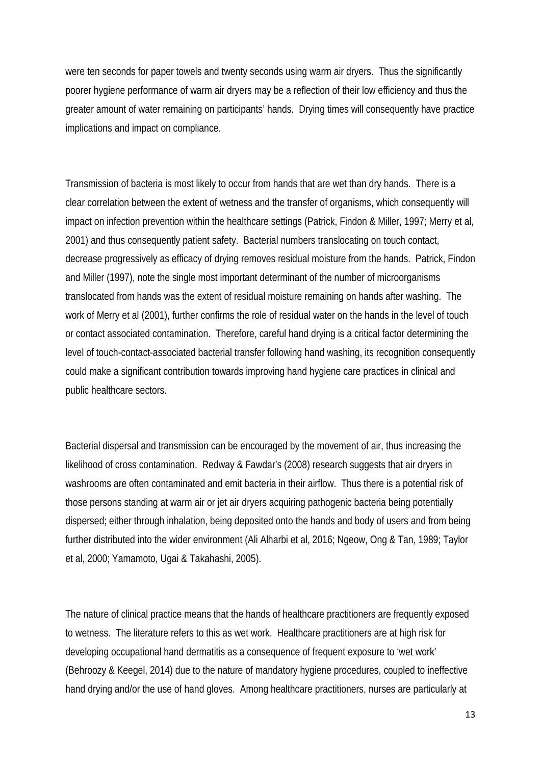were ten seconds for paper towels and twenty seconds using warm air dryers. Thus the significantly poorer hygiene performance of warm air dryers may be a reflection of their low efficiency and thus the greater amount of water remaining on participants' hands. Drying times will consequently have practice implications and impact on compliance.

Transmission of bacteria is most likely to occur from hands that are wet than dry hands. There is a clear correlation between the extent of wetness and the transfer of organisms, which consequently will impact on infection prevention within the healthcare settings (Patrick, Findon & Miller, 1997; Merry et al, 2001) and thus consequently patient safety. Bacterial numbers translocating on touch contact, decrease progressively as efficacy of drying removes residual moisture from the hands. Patrick, Findon and Miller (1997), note the single most important determinant of the number of microorganisms translocated from hands was the extent of residual moisture remaining on hands after washing. The work of Merry et al (2001), further confirms the role of residual water on the hands in the level of touch or contact associated contamination. Therefore, careful hand drying is a critical factor determining the level of touch-contact-associated bacterial transfer following hand washing, its recognition consequently could make a significant contribution towards improving hand hygiene care practices in clinical and public healthcare sectors.

Bacterial dispersal and transmission can be encouraged by the movement of air, thus increasing the likelihood of cross contamination. Redway & Fawdar's (2008) research suggests that air dryers in washrooms are often contaminated and emit bacteria in their airflow. Thus there is a potential risk of those persons standing at warm air or jet air dryers acquiring pathogenic bacteria being potentially dispersed; either through inhalation, being deposited onto the hands and body of users and from being further distributed into the wider environment (Ali Alharbi et al, 2016; Ngeow, Ong & Tan, 1989; Taylor et al, 2000; Yamamoto, Ugai & Takahashi, 2005).

The nature of clinical practice means that the hands of healthcare practitioners are frequently exposed to wetness. The literature refers to this as wet work. Healthcare practitioners are at high risk for developing occupational hand dermatitis as a consequence of frequent exposure to 'wet work' (Behroozy & Keegel, 2014) due to the nature of mandatory hygiene procedures, coupled to ineffective hand drying and/or the use of hand gloves. Among healthcare practitioners, nurses are particularly at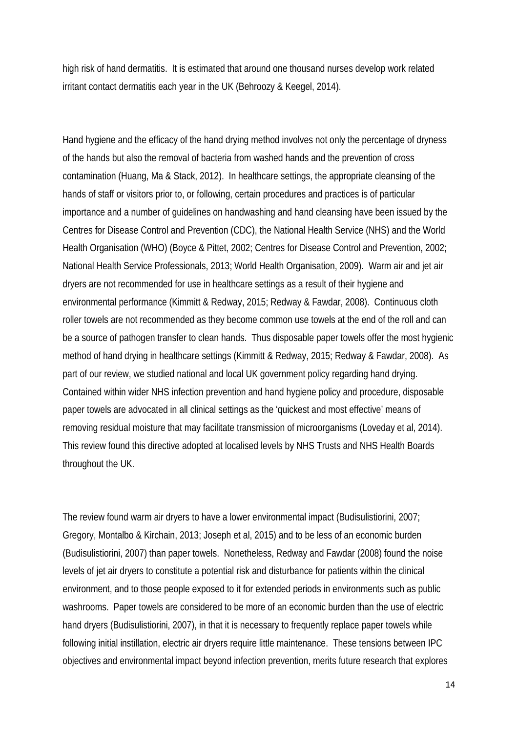high risk of hand dermatitis. It is estimated that around one thousand nurses develop work related irritant contact dermatitis each year in the UK (Behroozy & Keegel, 2014).

Hand hygiene and the efficacy of the hand drying method involves not only the percentage of dryness of the hands but also the removal of bacteria from washed hands and the prevention of cross contamination (Huang, Ma & Stack, 2012). In healthcare settings, the appropriate cleansing of the hands of staff or visitors prior to, or following, certain procedures and practices is of particular importance and a number of guidelines on handwashing and hand cleansing have been issued by the Centres for Disease Control and Prevention (CDC), the National Health Service (NHS) and the World Health Organisation (WHO) (Boyce & Pittet, 2002; Centres for Disease Control and Prevention, 2002; National Health Service Professionals, 2013; World Health Organisation, 2009). Warm air and jet air dryers are not recommended for use in healthcare settings as a result of their hygiene and environmental performance (Kimmitt & Redway, 2015; Redway & Fawdar, 2008). Continuous cloth roller towels are not recommended as they become common use towels at the end of the roll and can be a source of pathogen transfer to clean hands. Thus disposable paper towels offer the most hygienic method of hand drying in healthcare settings (Kimmitt & Redway, 2015; Redway & Fawdar, 2008). As part of our review, we studied national and local UK government policy regarding hand drying. Contained within wider NHS infection prevention and hand hygiene policy and procedure, disposable paper towels are advocated in all clinical settings as the 'quickest and most effective' means of removing residual moisture that may facilitate transmission of microorganisms (Loveday et al, 2014). This review found this directive adopted at localised levels by NHS Trusts and NHS Health Boards throughout the UK.

The review found warm air dryers to have a lower environmental impact (Budisulistiorini, 2007; Gregory, Montalbo & Kirchain, 2013; Joseph et al, 2015) and to be less of an economic burden (Budisulistiorini, 2007) than paper towels. Nonetheless, Redway and Fawdar (2008) found the noise levels of jet air dryers to constitute a potential risk and disturbance for patients within the clinical environment, and to those people exposed to it for extended periods in environments such as public washrooms. Paper towels are considered to be more of an economic burden than the use of electric hand dryers (Budisulistiorini, 2007), in that it is necessary to frequently replace paper towels while following initial instillation, electric air dryers require little maintenance. These tensions between IPC objectives and environmental impact beyond infection prevention, merits future research that explores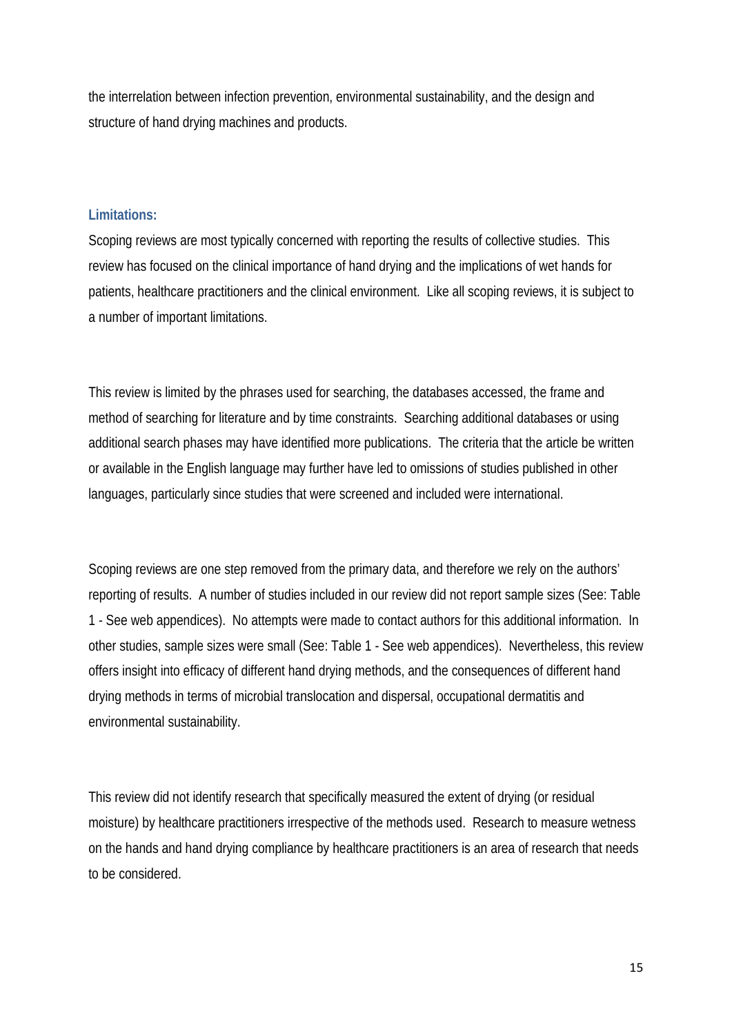the interrelation between infection prevention, environmental sustainability, and the design and structure of hand drying machines and products.

### Limitations:

Scoping reviews are most typically concerned with reporting the results of collective studies. This review has focused on the clinical importance of hand drying and the implications of wet hands for patients, healthcare practitioners and the clinical environment. Like all scoping reviews, it is subject to a number of important limitations.

This review is limited by the phrases used for searching, the databases accessed, the frame and method of searching for literature and by time constraints. Searching additional databases or using additional search phases may have identified more publications. The criteria that the article be written or available in the English language may further have led to omissions of studies published in other languages, particularly since studies that were screened and included were international.

Scoping reviews are one step removed from the primary data, and therefore we rely on the authors' reporting of results. A number of studies included in our review did not report sample sizes (See: Table 1 - See web appendices). No attempts were made to contact authors for this additional information. In other studies, sample sizes were small (See: Table 1 - See web appendices). Nevertheless, this review offers insight into efficacy of different hand drying methods, and the consequences of different hand drying methods in terms of microbial translocation and dispersal, occupational dermatitis and environmental sustainability.

This review did not identify research that specifically measured the extent of drying (or residual moisture) by healthcare practitioners irrespective of the methods used. Research to measure wetness on the hands and hand drying compliance by healthcare practitioners is an area of research that needs to be considered.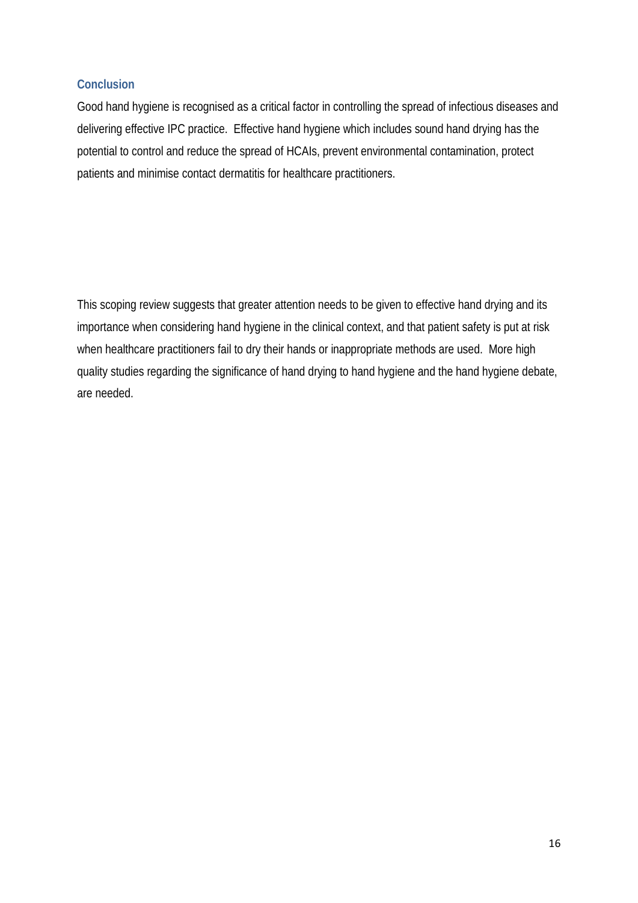## Conclusion

Good hand hygiene is recognised as a critical factor in controlling the spread of infectious diseases and delivering effective IPC practice. Effective hand hygiene which includes sound hand drying has the potential to control and reduce the spread of HCAIs, prevent environmental contamination, protect patients and minimise contact dermatitis for healthcare practitioners.

This scoping review suggests that greater attention needs to be given to effective hand drying and its importance when considering hand hygiene in the clinical context, and that patient safety is put at risk when healthcare practitioners fail to dry their hands or inappropriate methods are used. More high quality studies regarding the significance of hand drying to hand hygiene and the hand hygiene debate, are needed.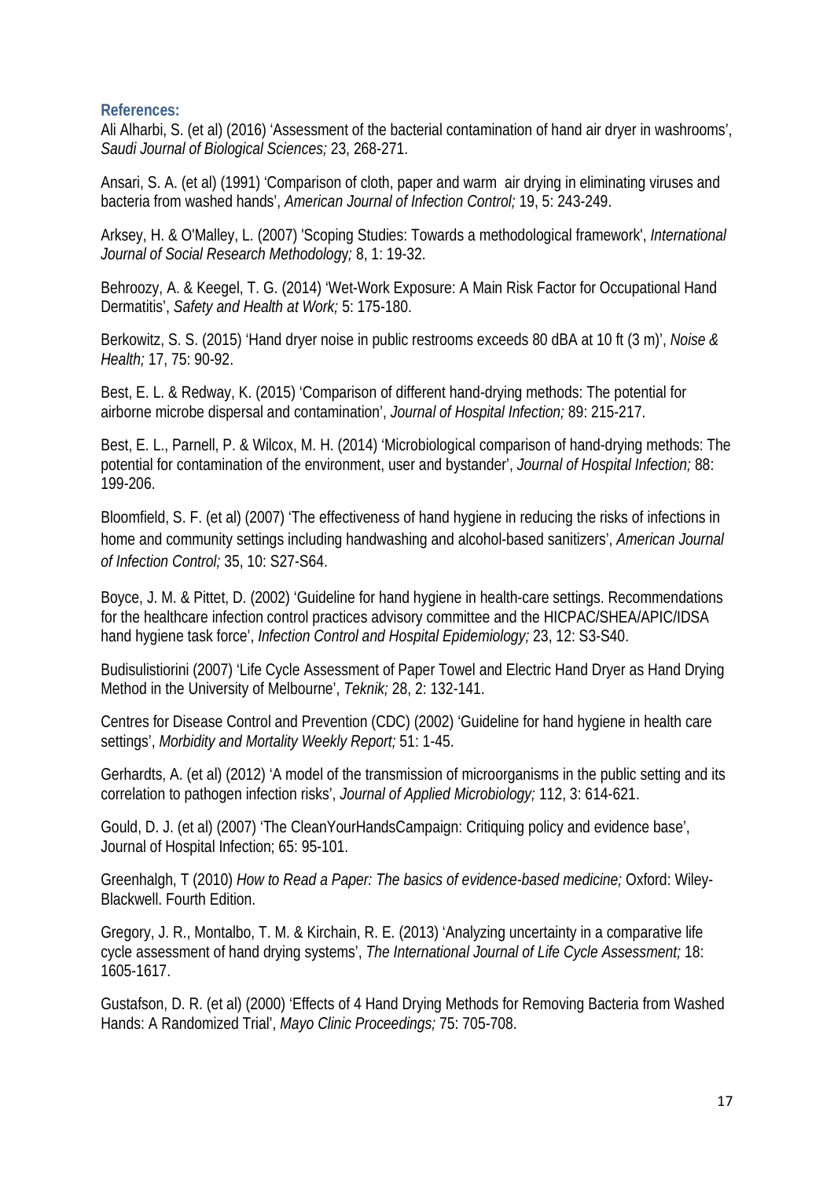### References:

Ali Alharbi, S. (et al) (2016) 'Assessment of the bacterial contamination of hand air dryer in washrooms', *Saudi Journal of Biological Sciences;* 23, 268-271.

Ansari, S. A. (et al) (1991) 'Comparison of cloth, paper and warm air drying in eliminating viruses and bacteria from washed hands', *American Journal of Infection Control;* 19, 5: 243-249.

Arksey, H. & O'Malley, L. (2007) 'Scoping Studies: Towards a methodological framework', *International Journal of Social Research Methodology;* 8, 1: 19-32.

Behroozy, A. & Keegel, T. G. (2014) 'Wet-Work Exposure: A Main Risk Factor for Occupational Hand Dermatitis', *Safety and Health at Work;* 5: 175-180.

Berkowitz, S. S. (2015) 'Hand dryer noise in public restrooms exceeds 80 dBA at 10 ft (3 m)', *Noise & Health;* 17, 75: 90-92.

Best, E. L. & Redway, K. (2015) 'Comparison of different hand-drying methods: The potential for airborne microbe dispersal and contamination', *Journal of Hospital Infection;* 89: 215-217.

Best, E. L., Parnell, P. & Wilcox, M. H. (2014) 'Microbiological comparison of hand-drying methods: The potential for contamination of the environment, user and bystander', *Journal of Hospital Infection;* 88: 199-206.

Bloomfield, S. F. (et al) (2007) 'The effectiveness of hand hygiene in reducing the risks of infections in home and community settings including handwashing and alcohol-based sanitizers', *American Journal of Infection Control;* 35, 10: S27-S64.

Boyce, J. M. & Pittet, D. (2002) 'Guideline for hand hygiene in health-care settings. Recommendations for the healthcare infection control practices advisory committee and the HICPAC/SHEA/APIC/IDSA hand hygiene task force', *Infection Control and Hospital Epidemiology;* 23, 12: S3-S40.

Budisulistiorini (2007) 'Life Cycle Assessment of Paper Towel and Electric Hand Dryer as Hand Drying Method in the University of Melbourne', *Teknik;* 28, 2: 132-141.

Centres for Disease Control and Prevention (CDC) (2002) 'Guideline for hand hygiene in health care settings', *Morbidity and Mortality Weekly Report;* 51: 1-45.

Gerhardts, A. (et al) (2012) 'A model of the transmission of microorganisms in the public setting and its correlation to pathogen infection risks', *Journal of Applied Microbiology;* 112, 3: 614-621.

Gould, D. J. (et al) (2007) 'The CleanYourHandsCampaign: Critiquing policy and evidence base', Journal of Hospital Infection; 65: 95-101.

Greenhalgh, T (2010) *How to Read a Paper: The basics of evidence-based medicine;* Oxford: Wiley-Blackwell. Fourth Edition.

Gregory, J. R., Montalbo, T. M. & Kirchain, R. E. (2013) 'Analyzing uncertainty in a comparative life cycle assessment of hand drying systems', *The International Journal of Life Cycle Assessment;* 18: 1605-1617.

Gustafson, D. R. (et al) (2000) 'Effects of 4 Hand Drying Methods for Removing Bacteria from Washed Hands: A Randomized Trial', *Mayo Clinic Proceedings;* 75: 705-708.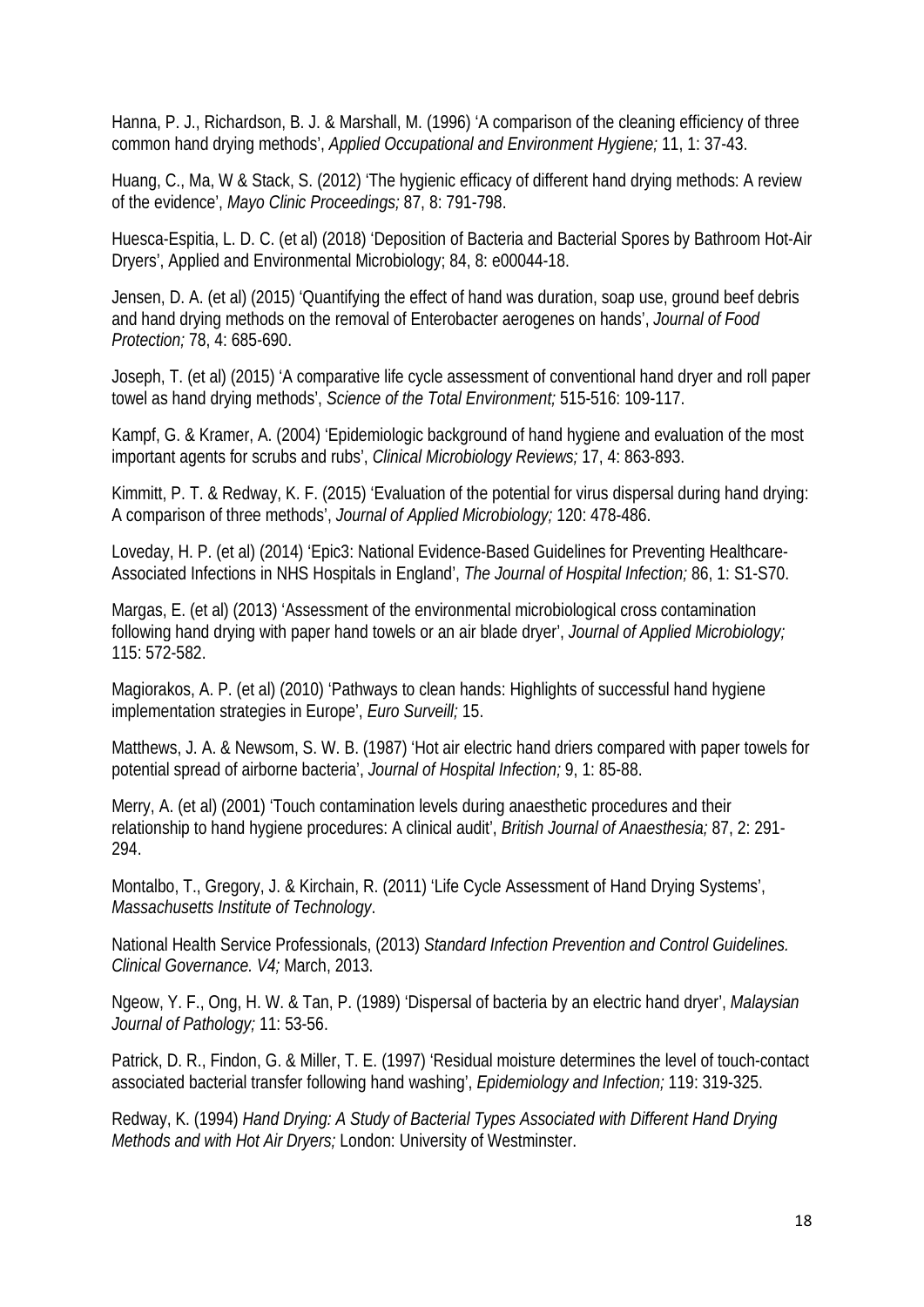Hanna, P. J., Richardson, B. J. & Marshall, M. (1996) 'A comparison of the cleaning efficiency of three common hand drying methods', *Applied Occupational and Environment Hygiene;* 11, 1: 37-43.

Huang, C., Ma, W & Stack, S. (2012) 'The hygienic efficacy of different hand drying methods: A review of the evidence', *Mayo Clinic Proceedings;* 87, 8: 791-798.

Huesca-Espitia, L. D. C. (et al) (2018) 'Deposition of Bacteria and Bacterial Spores by Bathroom Hot-Air Dryers', Applied and Environmental Microbiology; 84, 8: e00044-18.

Jensen, D. A. (et al) (2015) 'Quantifying the effect of hand was duration, soap use, ground beef debris and hand drying methods on the removal of Enterobacter aerogenes on hands', *Journal of Food Protection;* 78, 4: 685-690.

Joseph, T. (et al) (2015) 'A comparative life cycle assessment of conventional hand dryer and roll paper towel as hand drying methods', *Science of the Total Environment;* 515-516: 109-117.

Kampf, G. & Kramer, A. (2004) 'Epidemiologic background of hand hygiene and evaluation of the most important agents for scrubs and rubs', *Clinical Microbiology Reviews;* 17, 4: 863-893.

Kimmitt, P. T. & Redway, K. F. (2015) 'Evaluation of the potential for virus dispersal during hand drying: A comparison of three methods', *Journal of Applied Microbiology;* 120: 478-486.

Loveday, H. P. (et al) (2014) 'Epic3: National Evidence-Based Guidelines for Preventing Healthcare-Associated Infections in NHS Hospitals in England', *The Journal of Hospital Infection;* 86, 1: S1-S70.

Margas, E. (et al) (2013) 'Assessment of the environmental microbiological cross contamination following hand drying with paper hand towels or an air blade dryer', *Journal of Applied Microbiology;* 115: 572-582.

Magiorakos, A. P. (et al) (2010) 'Pathways to clean hands: Highlights of successful hand hygiene implementation strategies in Europe', *Euro Surveill;* 15.

Matthews, J. A. & Newsom, S. W. B. (1987) 'Hot air electric hand driers compared with paper towels for potential spread of airborne bacteria', *Journal of Hospital Infection;* 9, 1: 85-88.

Merry, A. (et al) (2001) 'Touch contamination levels during anaesthetic procedures and their relationship to hand hygiene procedures: A clinical audit', *British Journal of Anaesthesia;* 87, 2: 291-294.

Montalbo, T., Gregory, J. & Kirchain, R. (2011) 'Life Cycle Assessment of Hand Drying Systems', *Massachusetts Institute of Technology*.

National Health Service Professionals, (2013) *Standard Infection Prevention and Control Guidelines. Clinical Governance. V4;* March, 2013.

Ngeow, Y. F., Ong, H. W. & Tan, P. (1989) 'Dispersal of bacteria by an electric hand dryer', *Malaysian Journal of Pathology;* 11: 53-56.

Patrick, D. R., Findon, G. & Miller, T. E. (1997) 'Residual moisture determines the level of touch-contact associated bacterial transfer following hand washing', *Epidemiology and Infection;* 119: 319-325.

Redway, K. (1994) *Hand Drying: A Study of Bacterial Types Associated with Different Hand Drying Methods and with Hot Air Dryers;* London: University of Westminster.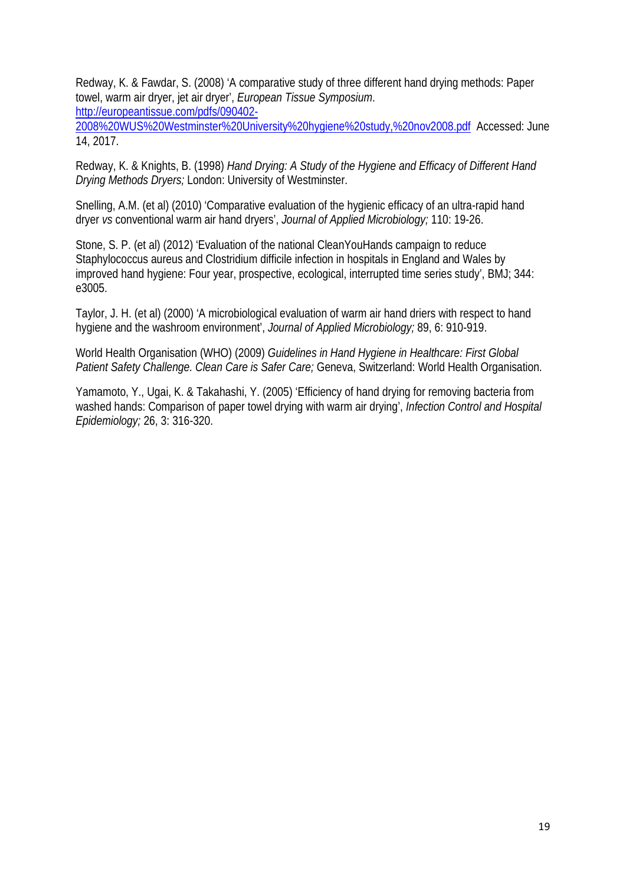Redway, K. & Fawdar, S. (2008) 'A comparative study of three different hand drying methods: Paper towel, warm air dryer, jet air dryer', *European Tissue Symposium*. http://europeantissue.com/pdfs/090402-2008%20WUS%20Westminster%20University%20hygiene%20study,%20nov2008.pdf Accessed: June 14, 2017.

Redway, K. & Knights, B. (1998) *Hand Drying: A Study of the Hygiene and Efficacy of Different Hand Drying Methods Dryers;* London: University of Westminster.

Snelling, A.M. (et al) (2010) 'Comparative evaluation of the hygienic efficacy of an ultra-rapid hand dryer *vs* conventional warm air hand dryers', *Journal of Applied Microbiology;* 110: 19-26.

Stone, S. P. (et al) (2012) 'Evaluation of the national CleanYouHands campaign to reduce Staphylococcus aureus and Clostridium difficile infection in hospitals in England and Wales by improved hand hygiene: Four year, prospective, ecological, interrupted time series study', BMJ; 344: e3005.

Taylor, J. H. (et al) (2000) 'A microbiological evaluation of warm air hand driers with respect to hand hygiene and the washroom environment', *Journal of Applied Microbiology;* 89, 6: 910-919.

World Health Organisation (WHO) (2009) *Guidelines in Hand Hygiene in Healthcare: First Global Patient Safety Challenge. Clean Care is Safer Care;* Geneva, Switzerland: World Health Organisation.

Yamamoto, Y., Ugai, K. & Takahashi, Y. (2005) 'Efficiency of hand drying for removing bacteria from washed hands: Comparison of paper towel drying with warm air drying', *Infection Control and Hospital Epidemiology;* 26, 3: 316-320.